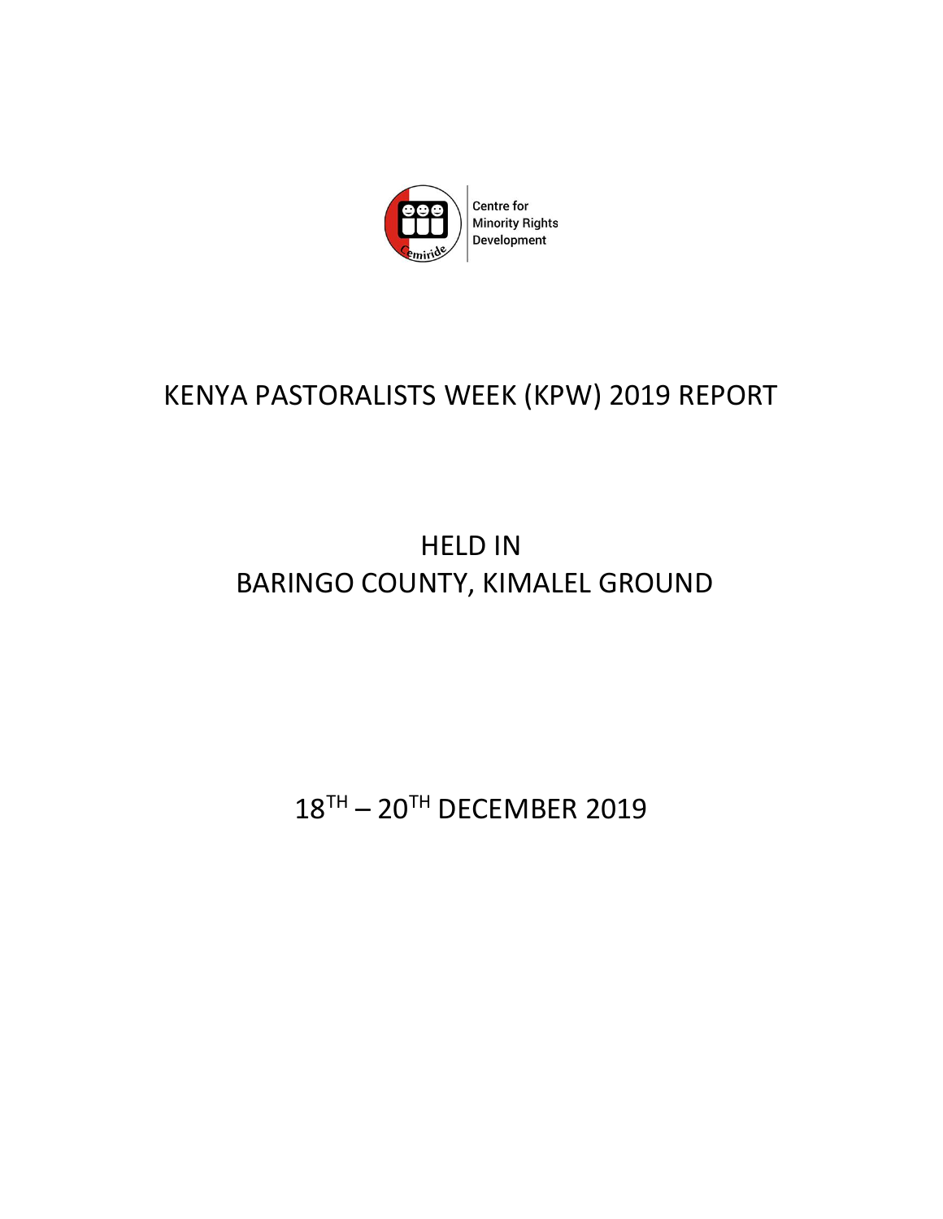Centre for
Minority Rights
Development

# KENYA PASTORALISTS WEEK (KPW) 2019 REPORT

## HELD IN
## BARINGO COUNTY, KIMALEL GROUND

## 18TH – 20TH DECEMBER 2019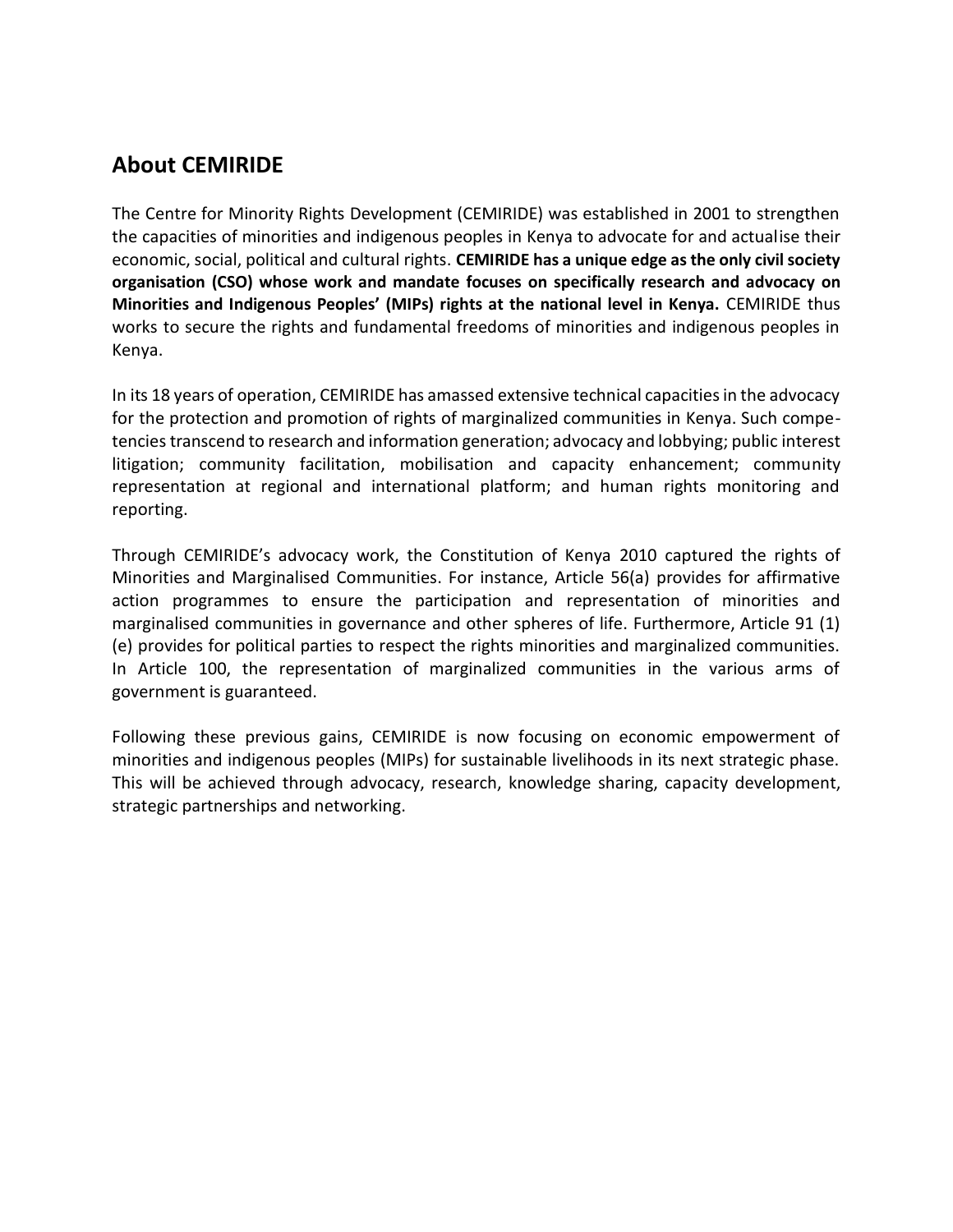## About CEMIRIDE

The Centre for Minority Rights Development (CEMIRIDE) was established in 2001 to strengthen the capacities of minorities and indigenous peoples in Kenya to advocate for and actualise their economic, social, political and cultural rights. **CEMIRIDE has a unique edge as the only civil society organisation (CSO) whose work and mandate focuses on specifically research and advocacy on Minorities and Indigenous Peoples' (MIPs) rights at the national level in Kenya.** CEMIRIDE thus works to secure the rights and fundamental freedoms of minorities and indigenous peoples in Kenya.

In its 18 years of operation, CEMIRIDE has amassed extensive technical capacities in the advocacy for the protection and promotion of rights of marginalized communities in Kenya. Such competencies transcend to research and information generation; advocacy and lobbying; public interest litigation; community facilitation, mobilisation and capacity enhancement; community representation at regional and international platform; and human rights monitoring and reporting.

Through CEMIRIDE's advocacy work, the Constitution of Kenya 2010 captured the rights of Minorities and Marginalised Communities. For instance, Article 56(a) provides for affirmative action programmes to ensure the participation and representation of minorities and marginalised communities in governance and other spheres of life. Furthermore, Article 91 (1) (e) provides for political parties to respect the rights minorities and marginalized communities. In Article 100, the representation of marginalized communities in the various arms of government is guaranteed.

Following these previous gains, CEMIRIDE is now focusing on economic empowerment of minorities and indigenous peoples (MIPs) for sustainable livelihoods in its next strategic phase. This will be achieved through advocacy, research, knowledge sharing, capacity development, strategic partnerships and networking.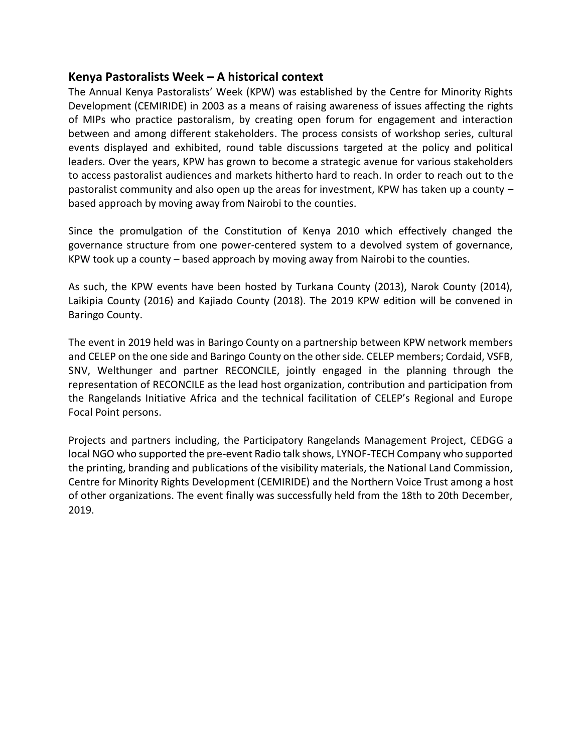## Kenya Pastoralists Week – A historical context

The Annual Kenya Pastoralists' Week (KPW) was established by the Centre for Minority Rights Development (CEMIRIDE) in 2003 as a means of raising awareness of issues affecting the rights of MIPs who practice pastoralism, by creating open forum for engagement and interaction between and among different stakeholders. The process consists of workshop series, cultural events displayed and exhibited, round table discussions targeted at the policy and political leaders. Over the years, KPW has grown to become a strategic avenue for various stakeholders to access pastoralist audiences and markets hitherto hard to reach. In order to reach out to the pastoralist community and also open up the areas for investment, KPW has taken up a county – based approach by moving away from Nairobi to the counties.

Since the promulgation of the Constitution of Kenya 2010 which effectively changed the governance structure from one power-centered system to a devolved system of governance, KPW took up a county – based approach by moving away from Nairobi to the counties.

As such, the KPW events have been hosted by Turkana County (2013), Narok County (2014), Laikipia County (2016) and Kajiado County (2018). The 2019 KPW edition will be convened in Baringo County.

The event in 2019 held was in Baringo County on a partnership between KPW network members and CELEP on the one side and Baringo County on the other side. CELEP members; Cordaid, VSFB, SNV, Welthunger and partner RECONCILE, jointly engaged in the planning through the representation of RECONCILE as the lead host organization, contribution and participation from the Rangelands Initiative Africa and the technical facilitation of CELEP's Regional and Europe Focal Point persons.

Projects and partners including, the Participatory Rangelands Management Project, CEDGG a local NGO who supported the pre-event Radio talk shows, LYNOF-TECH Company who supported the printing, branding and publications of the visibility materials, the National Land Commission, Centre for Minority Rights Development (CEMIRIDE) and the Northern Voice Trust among a host of other organizations. The event finally was successfully held from the 18th to 20th December, 2019.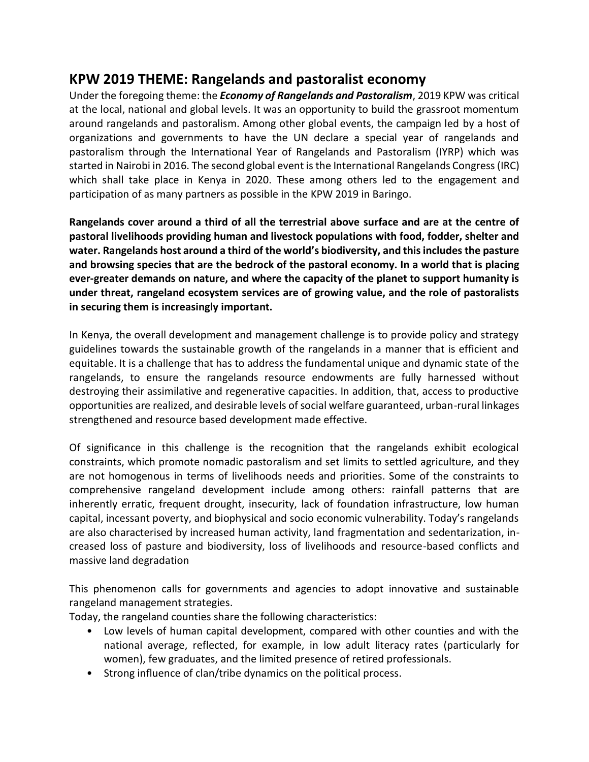## KPW 2019 THEME: Rangelands and pastoralist economy

Under the foregoing theme: the ***Economy of Rangelands and Pastoralism***, 2019 KPW was critical at the local, national and global levels. It was an opportunity to build the grassroot momentum around rangelands and pastoralism. Among other global events, the campaign led by a host of organizations and governments to have the UN declare a special year of rangelands and pastoralism through the International Year of Rangelands and Pastoralism (IYRP) which was started in Nairobi in 2016. The second global event is the International Rangelands Congress (IRC) which shall take place in Kenya in 2020. These among others led to the engagement and participation of as many partners as possible in the KPW 2019 in Baringo.

**Rangelands cover around a third of all the terrestrial above surface and are at the centre of pastoral livelihoods providing human and livestock populations with food, fodder, shelter and water. Rangelands host around a third of the world's biodiversity, and this includes the pasture and browsing species that are the bedrock of the pastoral economy. In a world that is placing ever-greater demands on nature, and where the capacity of the planet to support humanity is under threat, rangeland ecosystem services are of growing value, and the role of pastoralists in securing them is increasingly important.**

In Kenya, the overall development and management challenge is to provide policy and strategy guidelines towards the sustainable growth of the rangelands in a manner that is efficient and equitable. It is a challenge that has to address the fundamental unique and dynamic state of the rangelands, to ensure the rangelands resource endowments are fully harnessed without destroying their assimilative and regenerative capacities. In addition, that, access to productive opportunities are realized, and desirable levels of social welfare guaranteed, urban-rural linkages strengthened and resource based development made effective.

Of significance in this challenge is the recognition that the rangelands exhibit ecological constraints, which promote nomadic pastoralism and set limits to settled agriculture, and they are not homogenous in terms of livelihoods needs and priorities. Some of the constraints to comprehensive rangeland development include among others: rainfall patterns that are inherently erratic, frequent drought, insecurity, lack of foundation infrastructure, low human capital, incessant poverty, and biophysical and socio economic vulnerability. Today's rangelands are also characterised by increased human activity, land fragmentation and sedentarization, increased loss of pasture and biodiversity, loss of livelihoods and resource-based conflicts and massive land degradation

This phenomenon calls for governments and agencies to adopt innovative and sustainable rangeland management strategies.

Today, the rangeland counties share the following characteristics:

- Low levels of human capital development, compared with other counties and with the national average, reflected, for example, in low adult literacy rates (particularly for women), few graduates, and the limited presence of retired professionals.
- Strong influence of clan/tribe dynamics on the political process.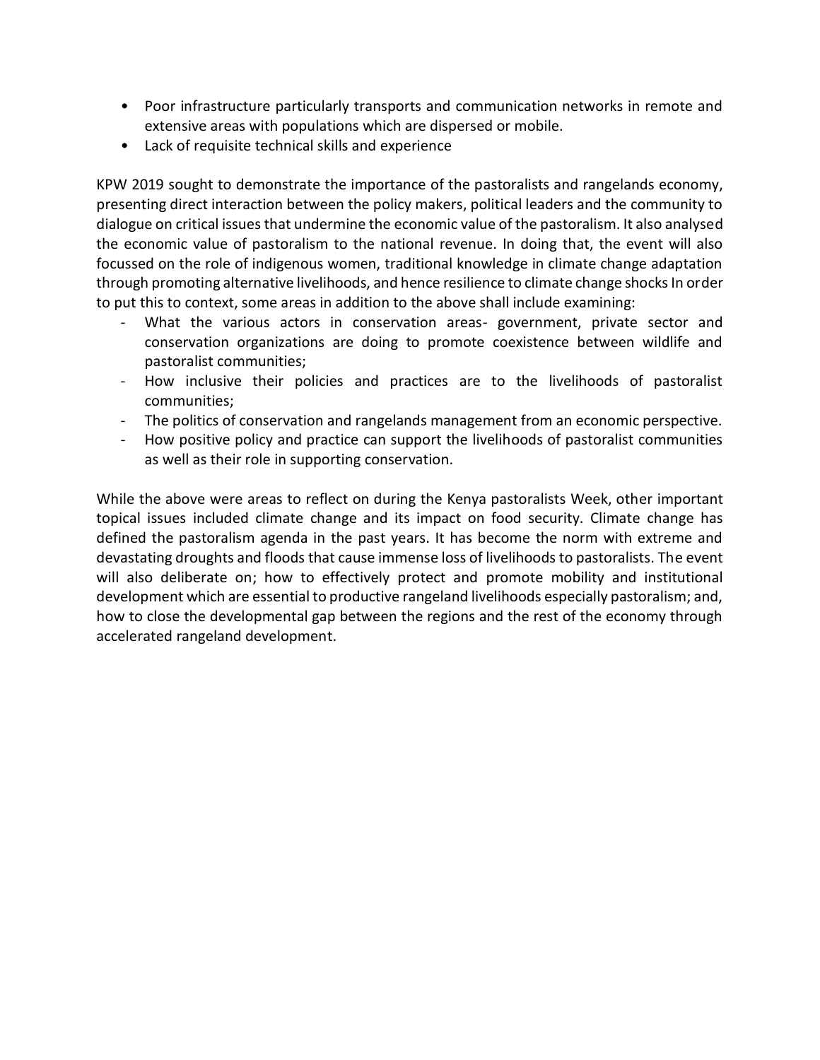- Poor infrastructure particularly transports and communication networks in remote and extensive areas with populations which are dispersed or mobile.
- Lack of requisite technical skills and experience

KPW 2019 sought to demonstrate the importance of the pastoralists and rangelands economy, presenting direct interaction between the policy makers, political leaders and the community to dialogue on critical issues that undermine the economic value of the pastoralism. It also analysed the economic value of pastoralism to the national revenue. In doing that, the event will also focussed on the role of indigenous women, traditional knowledge in climate change adaptation through promoting alternative livelihoods, and hence resilience to climate change shocks In order to put this to context, some areas in addition to the above shall include examining:

- What the various actors in conservation areas- government, private sector and conservation organizations are doing to promote coexistence between wildlife and pastoralist communities;
- How inclusive their policies and practices are to the livelihoods of pastoralist communities;
- The politics of conservation and rangelands management from an economic perspective.
- How positive policy and practice can support the livelihoods of pastoralist communities as well as their role in supporting conservation.

While the above were areas to reflect on during the Kenya pastoralists Week, other important topical issues included climate change and its impact on food security. Climate change has defined the pastoralism agenda in the past years. It has become the norm with extreme and devastating droughts and floods that cause immense loss of livelihoods to pastoralists. The event will also deliberate on; how to effectively protect and promote mobility and institutional development which are essential to productive rangeland livelihoods especially pastoralism; and, how to close the developmental gap between the regions and the rest of the economy through accelerated rangeland development.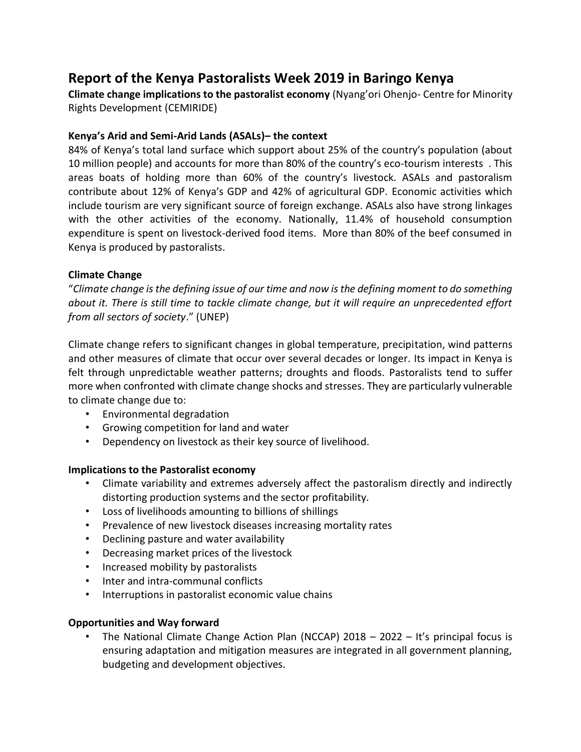# Report of the Kenya Pastoralists Week 2019 in Baringo Kenya

**Climate change implications to the pastoralist economy** (Nyang'ori Ohenjo- Centre for Minority Rights Development (CEMIRIDE)

**Kenya's Arid and Semi-Arid Lands (ASALs)– the context**

84% of Kenya's total land surface which support about 25% of the country's population (about 10 million people) and accounts for more than 80% of the country's eco-tourism interests . This areas boats of holding more than 60% of the country's livestock. ASALs and pastoralism contribute about 12% of Kenya's GDP and 42% of agricultural GDP. Economic activities which include tourism are very significant source of foreign exchange. ASALs also have strong linkages with the other activities of the economy. Nationally, 11.4% of household consumption expenditure is spent on livestock-derived food items. More than 80% of the beef consumed in Kenya is produced by pastoralists.

**Climate Change**

"*Climate change is the defining issue of our time and now is the defining moment to do something about it. There is still time to tackle climate change, but it will require an unprecedented effort from all sectors of society*." (UNEP)

Climate change refers to significant changes in global temperature, precipitation, wind patterns and other measures of climate that occur over several decades or longer. Its impact in Kenya is felt through unpredictable weather patterns; droughts and floods. Pastoralists tend to suffer more when confronted with climate change shocks and stresses. They are particularly vulnerable to climate change due to:

- Environmental degradation
- Growing competition for land and water
- Dependency on livestock as their key source of livelihood.

**Implications to the Pastoralist economy**

- Climate variability and extremes adversely affect the pastoralism directly and indirectly distorting production systems and the sector profitability.
- Loss of livelihoods amounting to billions of shillings
- Prevalence of new livestock diseases increasing mortality rates
- Declining pasture and water availability
- Decreasing market prices of the livestock
- Increased mobility by pastoralists
- Inter and intra-communal conflicts
- Interruptions in pastoralist economic value chains

**Opportunities and Way forward**

- The National Climate Change Action Plan (NCCAP) 2018 – 2022 – It's principal focus is ensuring adaptation and mitigation measures are integrated in all government planning, budgeting and development objectives.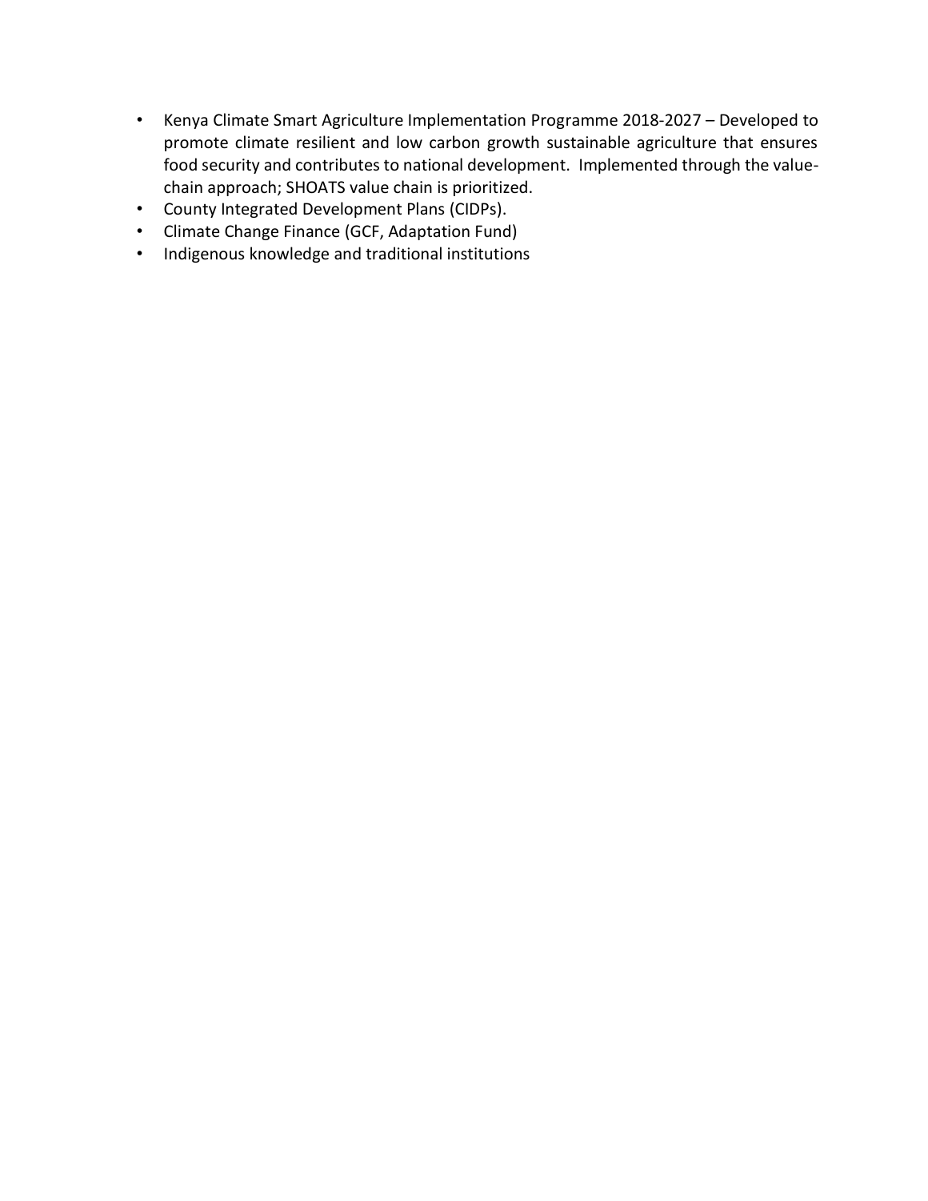- Kenya Climate Smart Agriculture Implementation Programme 2018-2027 – Developed to promote climate resilient and low carbon growth sustainable agriculture that ensures food security and contributes to national development. Implemented through the value-chain approach; SHOATS value chain is prioritized.
- County Integrated Development Plans (CIDPs).
- Climate Change Finance (GCF, Adaptation Fund)
- Indigenous knowledge and traditional institutions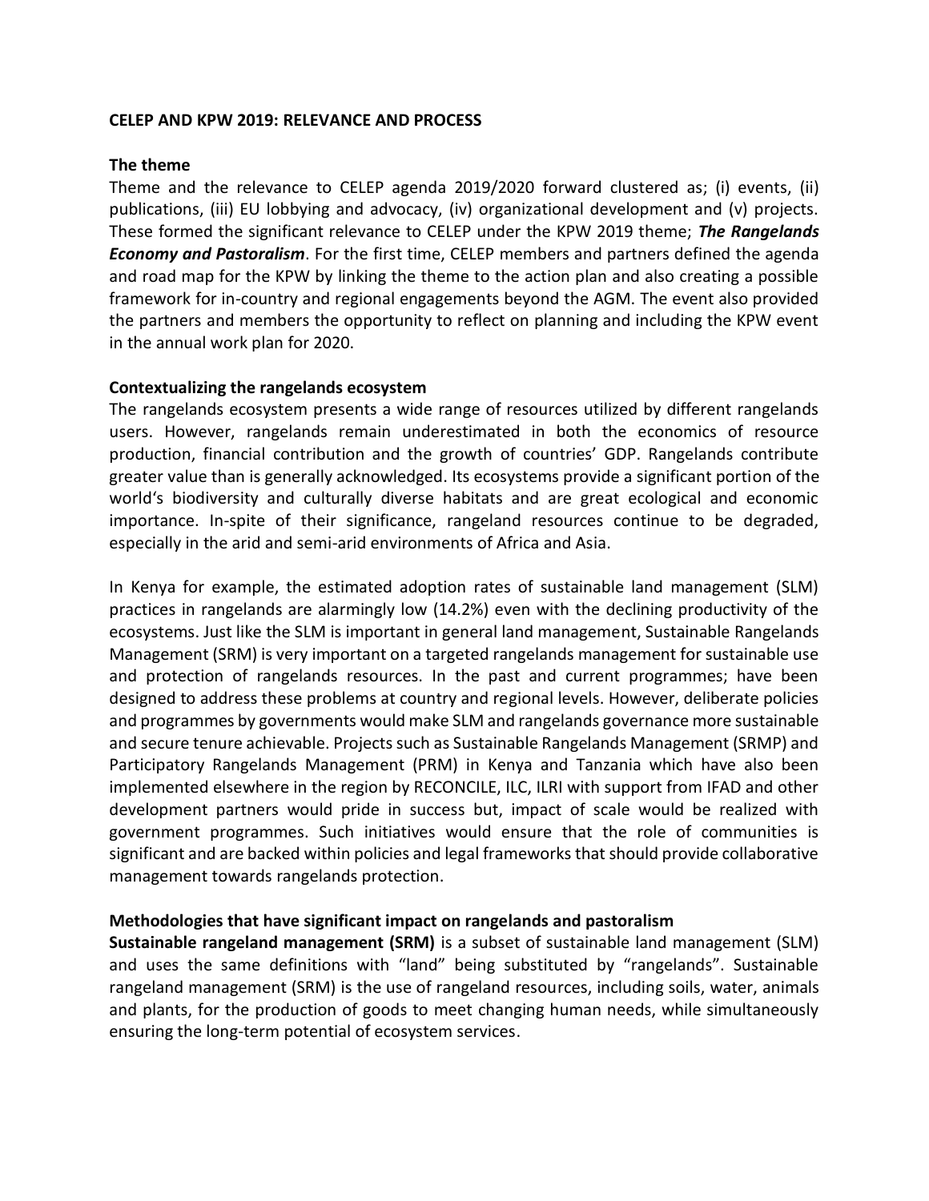**CELEP AND KPW 2019: RELEVANCE AND PROCESS**

**The theme**

Theme and the relevance to CELEP agenda 2019/2020 forward clustered as; (i) events, (ii) publications, (iii) EU lobbying and advocacy, (iv) organizational development and (v) projects. These formed the significant relevance to CELEP under the KPW 2019 theme; ***The Rangelands Economy and Pastoralism***. For the first time, CELEP members and partners defined the agenda and road map for the KPW by linking the theme to the action plan and also creating a possible framework for in-country and regional engagements beyond the AGM. The event also provided the partners and members the opportunity to reflect on planning and including the KPW event in the annual work plan for 2020.

**Contextualizing the rangelands ecosystem**

The rangelands ecosystem presents a wide range of resources utilized by different rangelands users. However, rangelands remain underestimated in both the economics of resource production, financial contribution and the growth of countries' GDP. Rangelands contribute greater value than is generally acknowledged. Its ecosystems provide a significant portion of the world's biodiversity and culturally diverse habitats and are great ecological and economic importance. In-spite of their significance, rangeland resources continue to be degraded, especially in the arid and semi-arid environments of Africa and Asia.

In Kenya for example, the estimated adoption rates of sustainable land management (SLM) practices in rangelands are alarmingly low (14.2%) even with the declining productivity of the ecosystems. Just like the SLM is important in general land management, Sustainable Rangelands Management (SRM) is very important on a targeted rangelands management for sustainable use and protection of rangelands resources. In the past and current programmes; have been designed to address these problems at country and regional levels. However, deliberate policies and programmes by governments would make SLM and rangelands governance more sustainable and secure tenure achievable. Projects such as Sustainable Rangelands Management (SRMP) and Participatory Rangelands Management (PRM) in Kenya and Tanzania which have also been implemented elsewhere in the region by RECONCILE, ILC, ILRI with support from IFAD and other development partners would pride in success but, impact of scale would be realized with government programmes. Such initiatives would ensure that the role of communities is significant and are backed within policies and legal frameworks that should provide collaborative management towards rangelands protection.

**Methodologies that have significant impact on rangelands and pastoralism**

**Sustainable rangeland management (SRM)** is a subset of sustainable land management (SLM) and uses the same definitions with "land" being substituted by "rangelands". Sustainable rangeland management (SRM) is the use of rangeland resources, including soils, water, animals and plants, for the production of goods to meet changing human needs, while simultaneously ensuring the long-term potential of ecosystem services.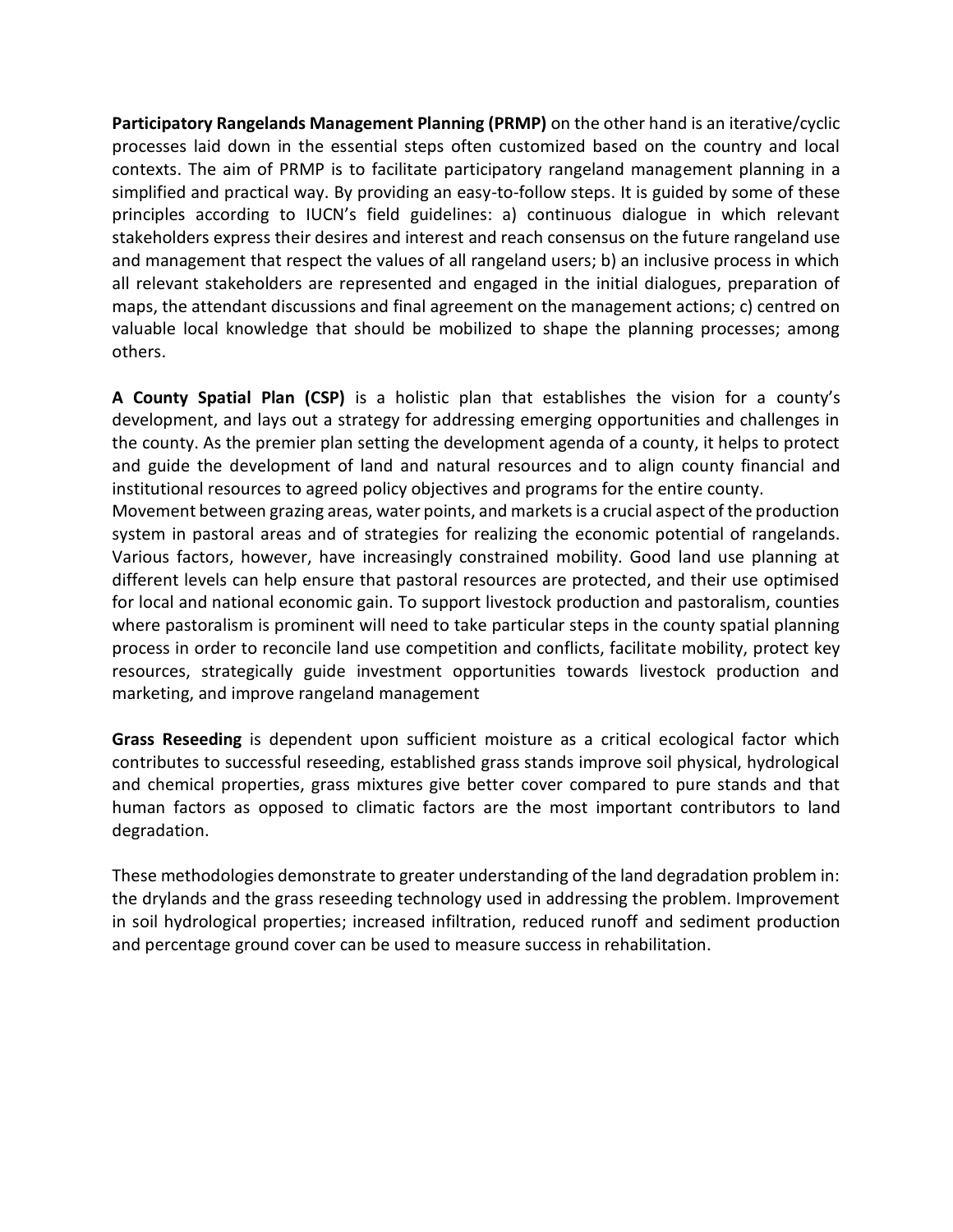**Participatory Rangelands Management Planning (PRMP)** on the other hand is an iterative/cyclic processes laid down in the essential steps often customized based on the country and local contexts. The aim of PRMP is to facilitate participatory rangeland management planning in a simplified and practical way. By providing an easy-to-follow steps. It is guided by some of these principles according to IUCN's field guidelines: a) continuous dialogue in which relevant stakeholders express their desires and interest and reach consensus on the future rangeland use and management that respect the values of all rangeland users; b) an inclusive process in which all relevant stakeholders are represented and engaged in the initial dialogues, preparation of maps, the attendant discussions and final agreement on the management actions; c) centred on valuable local knowledge that should be mobilized to shape the planning processes; among others.

**A County Spatial Plan (CSP)** is a holistic plan that establishes the vision for a county's development, and lays out a strategy for addressing emerging opportunities and challenges in the county. As the premier plan setting the development agenda of a county, it helps to protect and guide the development of land and natural resources and to align county financial and institutional resources to agreed policy objectives and programs for the entire county.
Movement between grazing areas, water points, and markets is a crucial aspect of the production system in pastoral areas and of strategies for realizing the economic potential of rangelands. Various factors, however, have increasingly constrained mobility. Good land use planning at different levels can help ensure that pastoral resources are protected, and their use optimised for local and national economic gain. To support livestock production and pastoralism, counties where pastoralism is prominent will need to take particular steps in the county spatial planning process in order to reconcile land use competition and conflicts, facilitate mobility, protect key resources, strategically guide investment opportunities towards livestock production and marketing, and improve rangeland management

**Grass Reseeding** is dependent upon sufficient moisture as a critical ecological factor which contributes to successful reseeding, established grass stands improve soil physical, hydrological and chemical properties, grass mixtures give better cover compared to pure stands and that human factors as opposed to climatic factors are the most important contributors to land degradation.

These methodologies demonstrate to greater understanding of the land degradation problem in: the drylands and the grass reseeding technology used in addressing the problem. Improvement in soil hydrological properties; increased infiltration, reduced runoff and sediment production and percentage ground cover can be used to measure success in rehabilitation.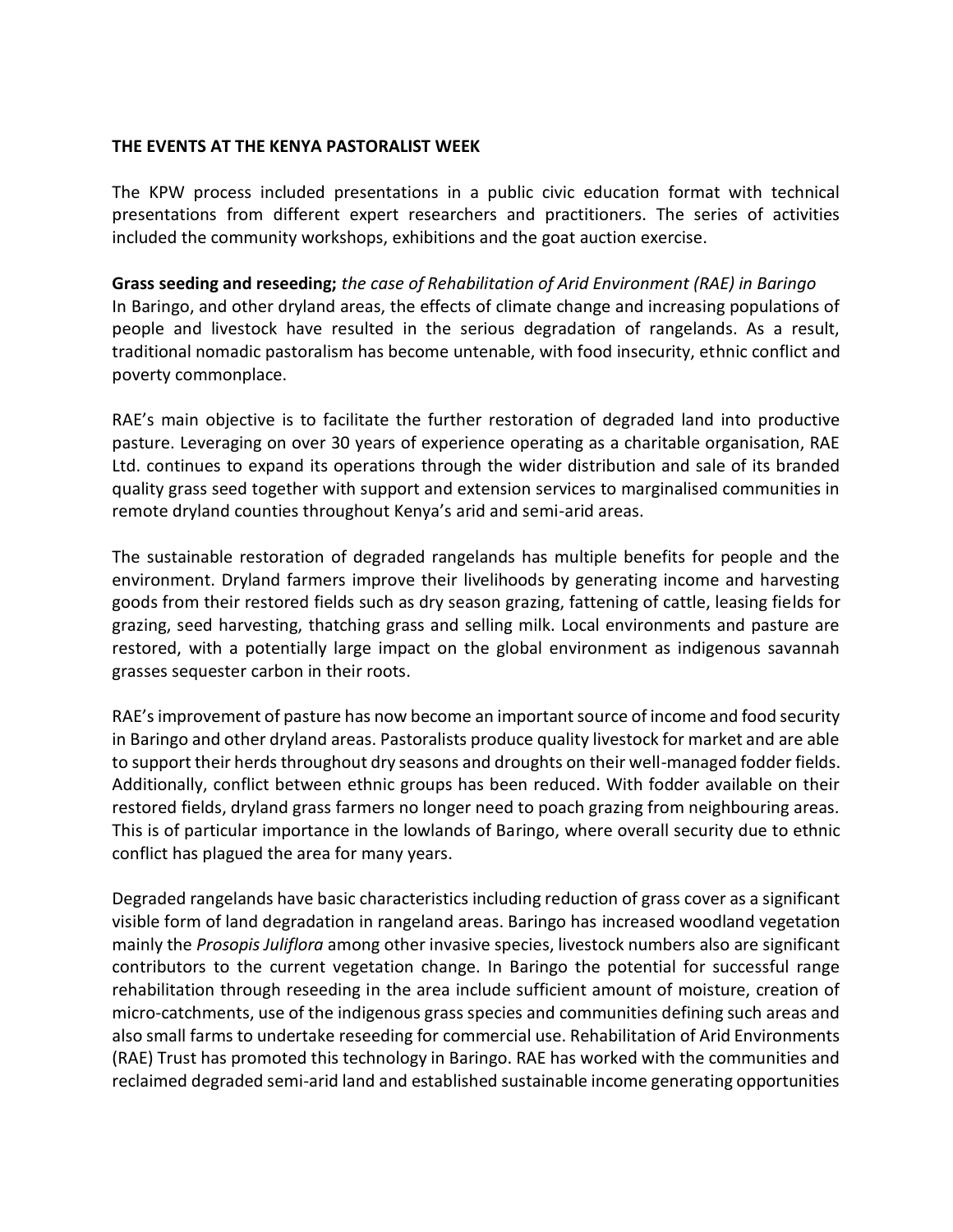**THE EVENTS AT THE KENYA PASTORALIST WEEK**

The KPW process included presentations in a public civic education format with technical presentations from different expert researchers and practitioners. The series of activities included the community workshops, exhibitions and the goat auction exercise.

**Grass seeding and reseeding;** *the case of Rehabilitation of Arid Environment (RAE) in Baringo*
In Baringo, and other dryland areas, the effects of climate change and increasing populations of people and livestock have resulted in the serious degradation of rangelands. As a result, traditional nomadic pastoralism has become untenable, with food insecurity, ethnic conflict and poverty commonplace.

RAE's main objective is to facilitate the further restoration of degraded land into productive pasture. Leveraging on over 30 years of experience operating as a charitable organisation, RAE Ltd. continues to expand its operations through the wider distribution and sale of its branded quality grass seed together with support and extension services to marginalised communities in remote dryland counties throughout Kenya's arid and semi-arid areas.

The sustainable restoration of degraded rangelands has multiple benefits for people and the environment. Dryland farmers improve their livelihoods by generating income and harvesting goods from their restored fields such as dry season grazing, fattening of cattle, leasing fields for grazing, seed harvesting, thatching grass and selling milk. Local environments and pasture are restored, with a potentially large impact on the global environment as indigenous savannah grasses sequester carbon in their roots.

RAE's improvement of pasture has now become an important source of income and food security in Baringo and other dryland areas. Pastoralists produce quality livestock for market and are able to support their herds throughout dry seasons and droughts on their well-managed fodder fields. Additionally, conflict between ethnic groups has been reduced. With fodder available on their restored fields, dryland grass farmers no longer need to poach grazing from neighbouring areas. This is of particular importance in the lowlands of Baringo, where overall security due to ethnic conflict has plagued the area for many years.

Degraded rangelands have basic characteristics including reduction of grass cover as a significant visible form of land degradation in rangeland areas. Baringo has increased woodland vegetation mainly the *Prosopis Juliflora* among other invasive species, livestock numbers also are significant contributors to the current vegetation change. In Baringo the potential for successful range rehabilitation through reseeding in the area include sufficient amount of moisture, creation of micro-catchments, use of the indigenous grass species and communities defining such areas and also small farms to undertake reseeding for commercial use. Rehabilitation of Arid Environments (RAE) Trust has promoted this technology in Baringo. RAE has worked with the communities and reclaimed degraded semi-arid land and established sustainable income generating opportunities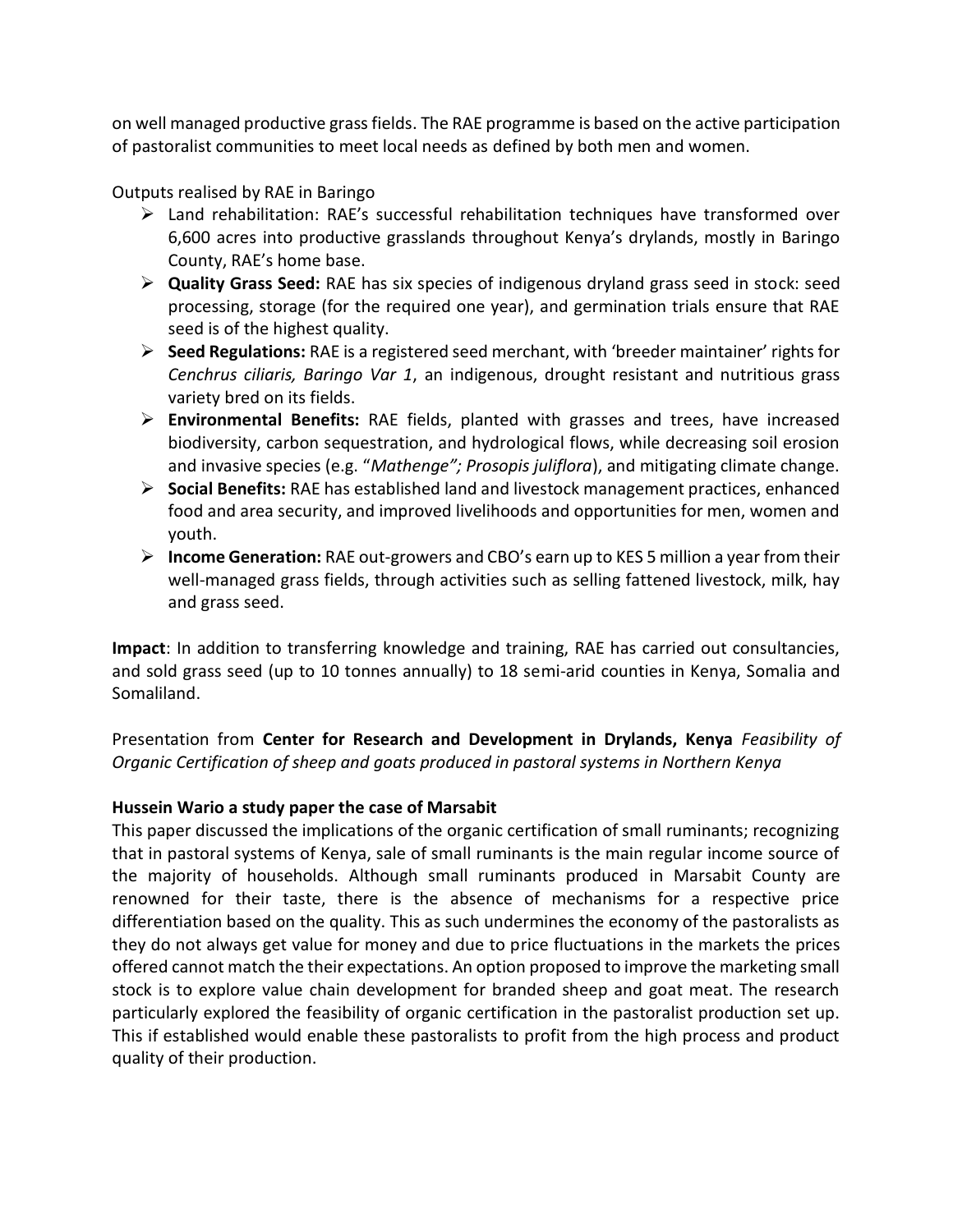on well managed productive grass fields. The RAE programme is based on the active participation of pastoralist communities to meet local needs as defined by both men and women.

Outputs realised by RAE in Baringo

- Land rehabilitation: RAE's successful rehabilitation techniques have transformed over 6,600 acres into productive grasslands throughout Kenya's drylands, mostly in Baringo County, RAE's home base.
- **Quality Grass Seed:** RAE has six species of indigenous dryland grass seed in stock: seed processing, storage (for the required one year), and germination trials ensure that RAE seed is of the highest quality.
- **Seed Regulations:** RAE is a registered seed merchant, with 'breeder maintainer' rights for *Cenchrus ciliaris, Baringo Var 1*, an indigenous, drought resistant and nutritious grass variety bred on its fields.
- **Environmental Benefits:** RAE fields, planted with grasses and trees, have increased biodiversity, carbon sequestration, and hydrological flows, while decreasing soil erosion and invasive species (e.g. "*Mathenge"; Prosopis juliflora*), and mitigating climate change.
- **Social Benefits:** RAE has established land and livestock management practices, enhanced food and area security, and improved livelihoods and opportunities for men, women and youth.
- **Income Generation:** RAE out-growers and CBO's earn up to KES 5 million a year from their well-managed grass fields, through activities such as selling fattened livestock, milk, hay and grass seed.

**Impact**: In addition to transferring knowledge and training, RAE has carried out consultancies, and sold grass seed (up to 10 tonnes annually) to 18 semi-arid counties in Kenya, Somalia and Somaliland.

Presentation from **Center for Research and Development in Drylands, Kenya** *Feasibility of Organic Certification of sheep and goats produced in pastoral systems in Northern Kenya*

**Hussein Wario a study paper the case of Marsabit**

This paper discussed the implications of the organic certification of small ruminants; recognizing that in pastoral systems of Kenya, sale of small ruminants is the main regular income source of the majority of households. Although small ruminants produced in Marsabit County are renowned for their taste, there is the absence of mechanisms for a respective price differentiation based on the quality. This as such undermines the economy of the pastoralists as they do not always get value for money and due to price fluctuations in the markets the prices offered cannot match the their expectations. An option proposed to improve the marketing small stock is to explore value chain development for branded sheep and goat meat. The research particularly explored the feasibility of organic certification in the pastoralist production set up. This if established would enable these pastoralists to profit from the high process and product quality of their production.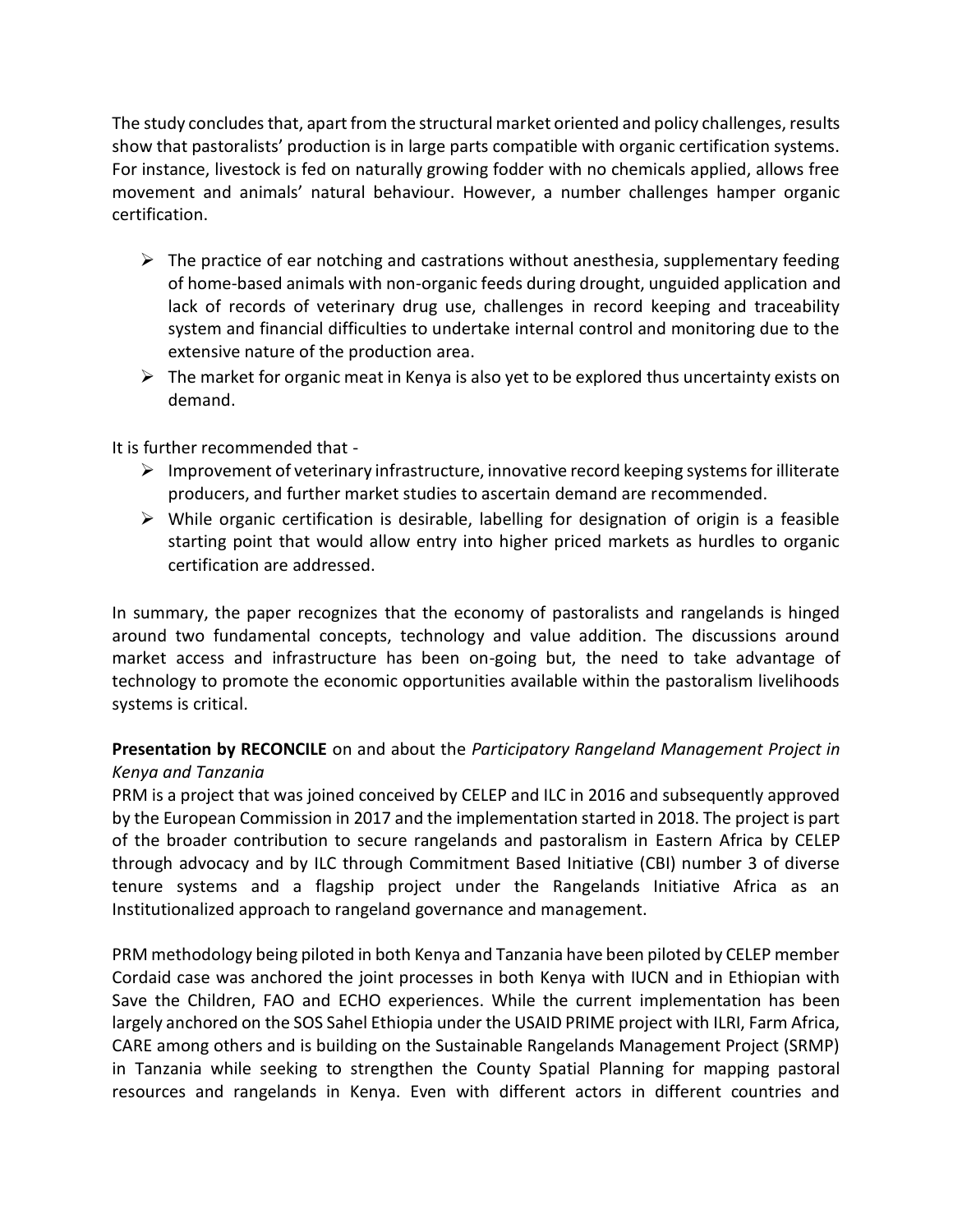The study concludes that, apart from the structural market oriented and policy challenges, results show that pastoralists' production is in large parts compatible with organic certification systems. For instance, livestock is fed on naturally growing fodder with no chemicals applied, allows free movement and animals' natural behaviour. However, a number challenges hamper organic certification.

- The practice of ear notching and castrations without anesthesia, supplementary feeding of home-based animals with non-organic feeds during drought, unguided application and lack of records of veterinary drug use, challenges in record keeping and traceability system and financial difficulties to undertake internal control and monitoring due to the extensive nature of the production area.
- The market for organic meat in Kenya is also yet to be explored thus uncertainty exists on demand.

It is further recommended that -

- Improvement of veterinary infrastructure, innovative record keeping systems for illiterate producers, and further market studies to ascertain demand are recommended.
- While organic certification is desirable, labelling for designation of origin is a feasible starting point that would allow entry into higher priced markets as hurdles to organic certification are addressed.

In summary, the paper recognizes that the economy of pastoralists and rangelands is hinged around two fundamental concepts, technology and value addition. The discussions around market access and infrastructure has been on-going but, the need to take advantage of technology to promote the economic opportunities available within the pastoralism livelihoods systems is critical.

**Presentation by RECONCILE** on and about the *Participatory Rangeland Management Project in Kenya and Tanzania*

PRM is a project that was joined conceived by CELEP and ILC in 2016 and subsequently approved by the European Commission in 2017 and the implementation started in 2018. The project is part of the broader contribution to secure rangelands and pastoralism in Eastern Africa by CELEP through advocacy and by ILC through Commitment Based Initiative (CBI) number 3 of diverse tenure systems and a flagship project under the Rangelands Initiative Africa as an Institutionalized approach to rangeland governance and management.

PRM methodology being piloted in both Kenya and Tanzania have been piloted by CELEP member Cordaid case was anchored the joint processes in both Kenya with IUCN and in Ethiopian with Save the Children, FAO and ECHO experiences. While the current implementation has been largely anchored on the SOS Sahel Ethiopia under the USAID PRIME project with ILRI, Farm Africa, CARE among others and is building on the Sustainable Rangelands Management Project (SRMP) in Tanzania while seeking to strengthen the County Spatial Planning for mapping pastoral resources and rangelands in Kenya. Even with different actors in different countries and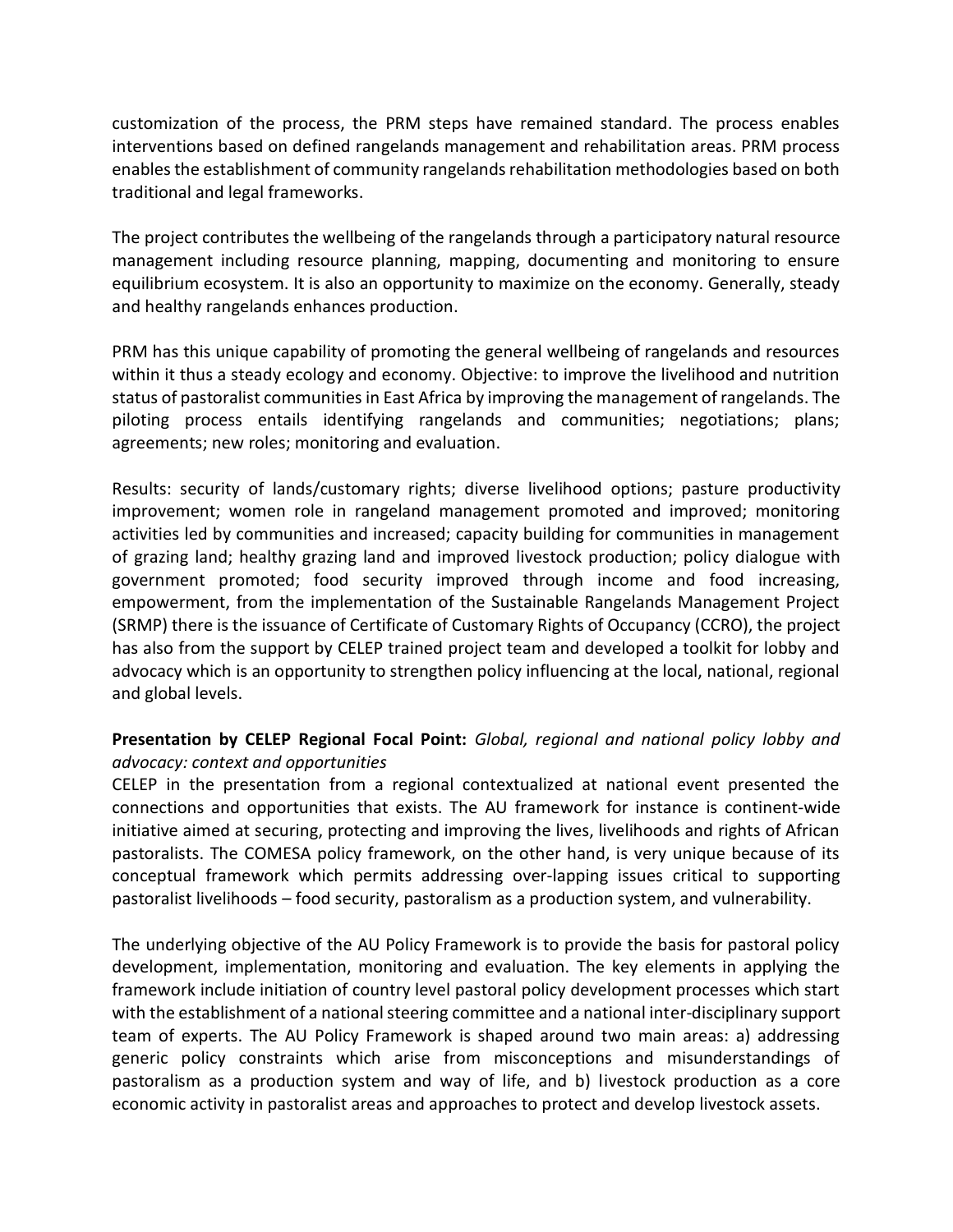customization of the process, the PRM steps have remained standard. The process enables interventions based on defined rangelands management and rehabilitation areas. PRM process enables the establishment of community rangelands rehabilitation methodologies based on both traditional and legal frameworks.

The project contributes the wellbeing of the rangelands through a participatory natural resource management including resource planning, mapping, documenting and monitoring to ensure equilibrium ecosystem. It is also an opportunity to maximize on the economy. Generally, steady and healthy rangelands enhances production.

PRM has this unique capability of promoting the general wellbeing of rangelands and resources within it thus a steady ecology and economy. Objective: to improve the livelihood and nutrition status of pastoralist communities in East Africa by improving the management of rangelands. The piloting process entails identifying rangelands and communities; negotiations; plans; agreements; new roles; monitoring and evaluation.

Results: security of lands/customary rights; diverse livelihood options; pasture productivity improvement; women role in rangeland management promoted and improved; monitoring activities led by communities and increased; capacity building for communities in management of grazing land; healthy grazing land and improved livestock production; policy dialogue with government promoted; food security improved through income and food increasing, empowerment, from the implementation of the Sustainable Rangelands Management Project (SRMP) there is the issuance of Certificate of Customary Rights of Occupancy (CCRO), the project has also from the support by CELEP trained project team and developed a toolkit for lobby and advocacy which is an opportunity to strengthen policy influencing at the local, national, regional and global levels.

**Presentation by CELEP Regional Focal Point:** *Global, regional and national policy lobby and advocacy: context and opportunities*

CELEP in the presentation from a regional contextualized at national event presented the connections and opportunities that exists. The AU framework for instance is continent-wide initiative aimed at securing, protecting and improving the lives, livelihoods and rights of African pastoralists. The COMESA policy framework, on the other hand, is very unique because of its conceptual framework which permits addressing over-lapping issues critical to supporting pastoralist livelihoods – food security, pastoralism as a production system, and vulnerability.

The underlying objective of the AU Policy Framework is to provide the basis for pastoral policy development, implementation, monitoring and evaluation. The key elements in applying the framework include initiation of country level pastoral policy development processes which start with the establishment of a national steering committee and a national inter-disciplinary support team of experts. The AU Policy Framework is shaped around two main areas: a) addressing generic policy constraints which arise from misconceptions and misunderstandings of pastoralism as a production system and way of life, and b) livestock production as a core economic activity in pastoralist areas and approaches to protect and develop livestock assets.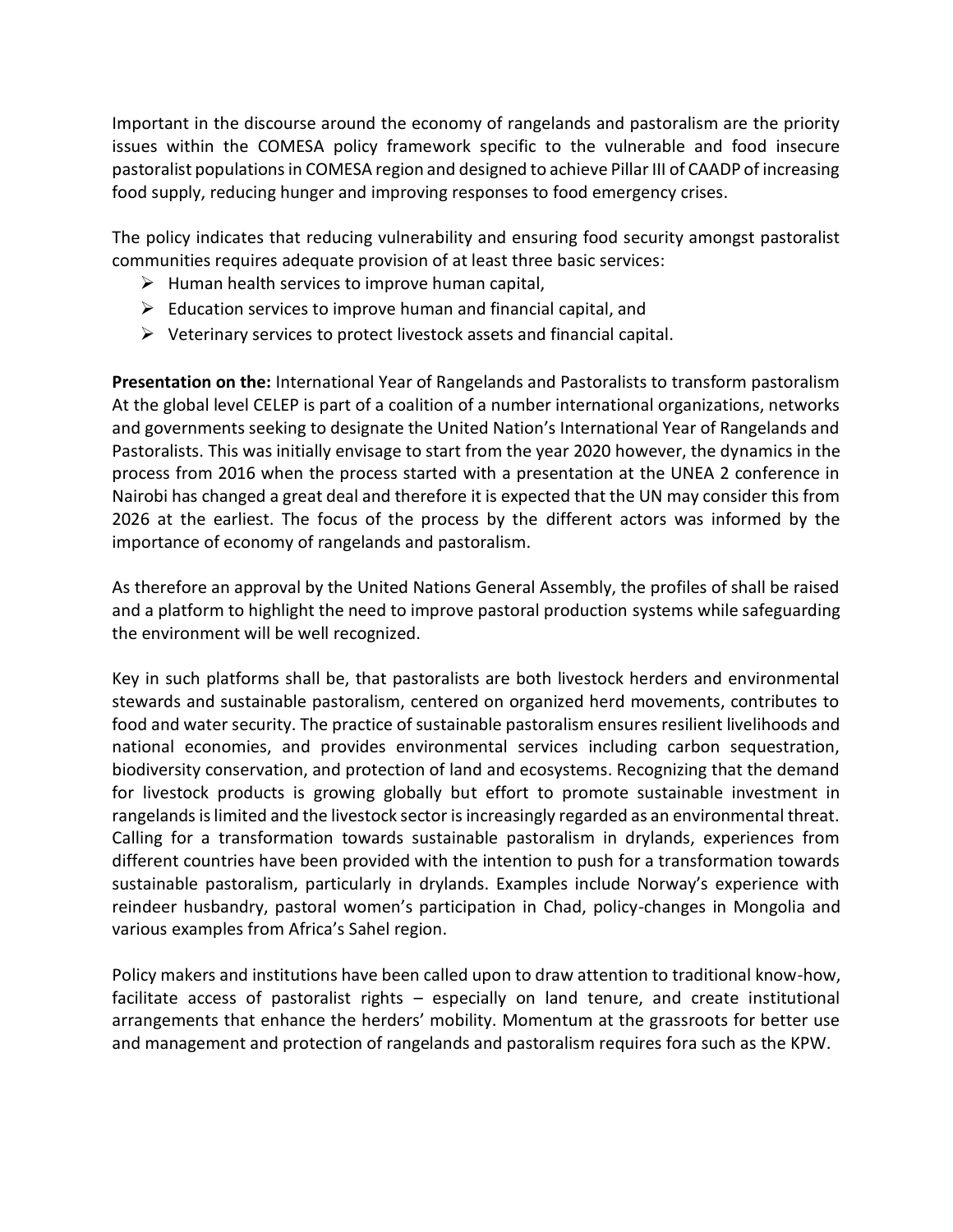Important in the discourse around the economy of rangelands and pastoralism are the priority issues within the COMESA policy framework specific to the vulnerable and food insecure pastoralist populations in COMESA region and designed to achieve Pillar III of CAADP of increasing food supply, reducing hunger and improving responses to food emergency crises.

The policy indicates that reducing vulnerability and ensuring food security amongst pastoralist communities requires adequate provision of at least three basic services:

- Human health services to improve human capital,
- Education services to improve human and financial capital, and
- Veterinary services to protect livestock assets and financial capital.

**Presentation on the:** International Year of Rangelands and Pastoralists to transform pastoralism At the global level CELEP is part of a coalition of a number international organizations, networks and governments seeking to designate the United Nation's International Year of Rangelands and Pastoralists. This was initially envisage to start from the year 2020 however, the dynamics in the process from 2016 when the process started with a presentation at the UNEA 2 conference in Nairobi has changed a great deal and therefore it is expected that the UN may consider this from 2026 at the earliest. The focus of the process by the different actors was informed by the importance of economy of rangelands and pastoralism.

As therefore an approval by the United Nations General Assembly, the profiles of shall be raised and a platform to highlight the need to improve pastoral production systems while safeguarding the environment will be well recognized.

Key in such platforms shall be, that pastoralists are both livestock herders and environmental stewards and sustainable pastoralism, centered on organized herd movements, contributes to food and water security. The practice of sustainable pastoralism ensures resilient livelihoods and national economies, and provides environmental services including carbon sequestration, biodiversity conservation, and protection of land and ecosystems. Recognizing that the demand for livestock products is growing globally but effort to promote sustainable investment in rangelands is limited and the livestock sector is increasingly regarded as an environmental threat. Calling for a transformation towards sustainable pastoralism in drylands, experiences from different countries have been provided with the intention to push for a transformation towards sustainable pastoralism, particularly in drylands. Examples include Norway's experience with reindeer husbandry, pastoral women's participation in Chad, policy-changes in Mongolia and various examples from Africa's Sahel region.

Policy makers and institutions have been called upon to draw attention to traditional know-how, facilitate access of pastoralist rights – especially on land tenure, and create institutional arrangements that enhance the herders' mobility. Momentum at the grassroots for better use and management and protection of rangelands and pastoralism requires fora such as the KPW.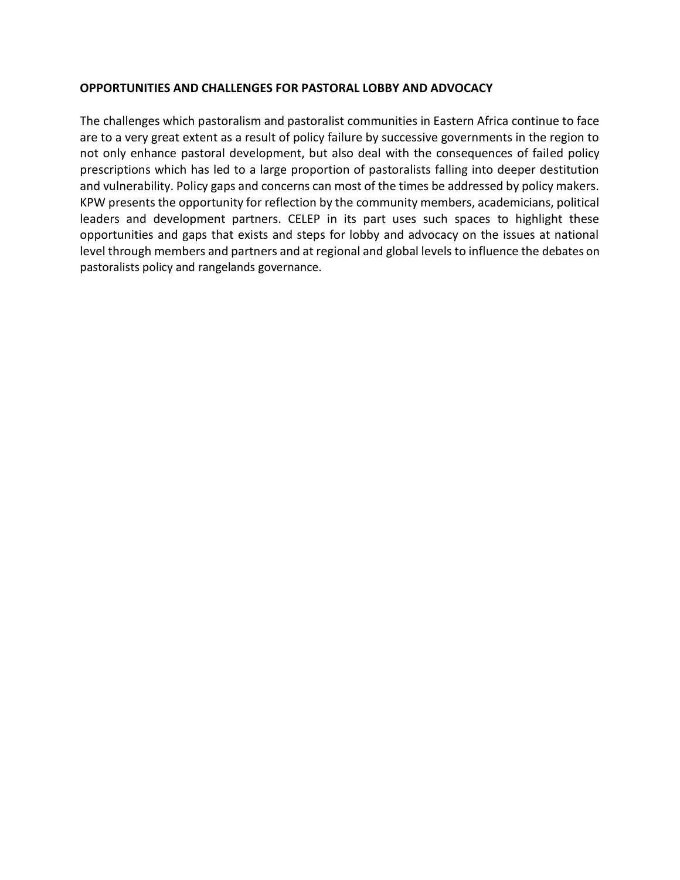**OPPORTUNITIES AND CHALLENGES FOR PASTORAL LOBBY AND ADVOCACY**

The challenges which pastoralism and pastoralist communities in Eastern Africa continue to face are to a very great extent as a result of policy failure by successive governments in the region to not only enhance pastoral development, but also deal with the consequences of failed policy prescriptions which has led to a large proportion of pastoralists falling into deeper destitution and vulnerability. Policy gaps and concerns can most of the times be addressed by policy makers. KPW presents the opportunity for reflection by the community members, academicians, political leaders and development partners. CELEP in its part uses such spaces to highlight these opportunities and gaps that exists and steps for lobby and advocacy on the issues at national level through members and partners and at regional and global levels to influence the debates on pastoralists policy and rangelands governance.